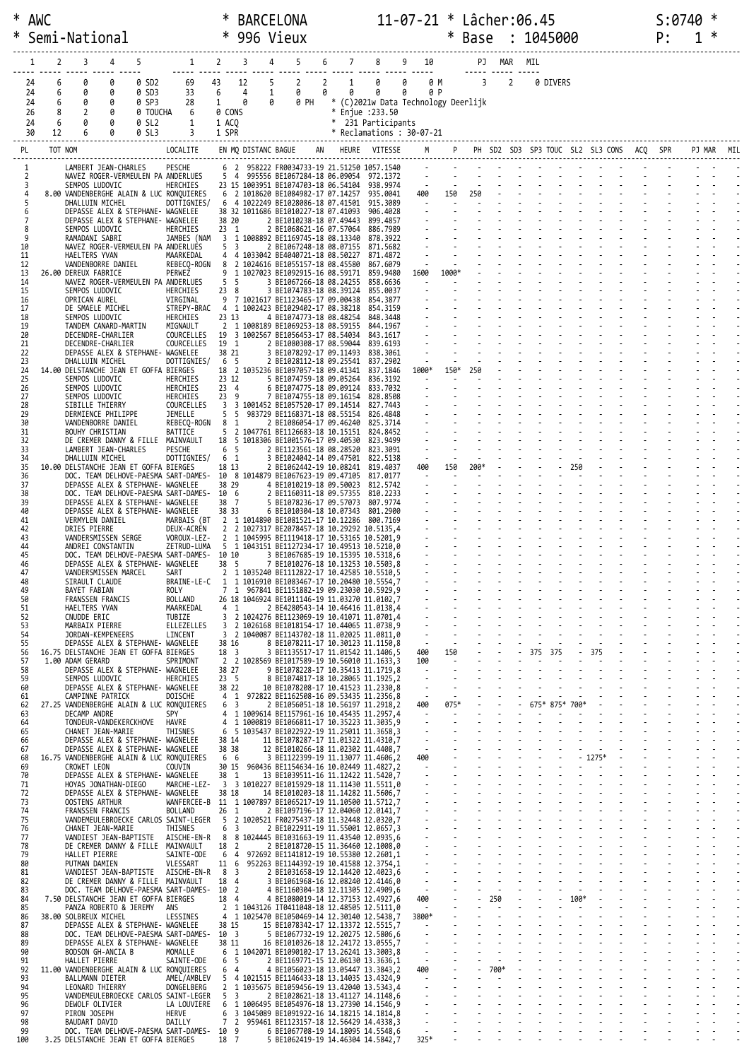```
* AWC                        * BARCELONA           11-07-21 * Lâcher:06.45            S:0740 *
* Semi-National              * 996 Vieux                    * Base  : 1045000          P:   1 *
```

| 1 | 2 | 3 | 4 | 5 | | 1 | 2 | 3 | 4 | 5 | 6 | 7 | 8 | 9 | 10 | | PJ | MAR | MIL |
|---|---|---|---|---|---|---|---|---|---|---|---|---|---|---|---|---|---|---|---|
| 24 | 6 | 0 | 0 | 0 | SD2 | 69 | 43 | 12 | 5 | 2 | 2 | 1 | 0 | 0 | 0 | M | 3 | 2 | 0 DIVERS |
| 24 | 6 | 0 | 0 | 0 | SD3 | 33 | 6 | 4 | 1 | 0 | 0 | 0 | 0 | 0 | 0 | P | | | |
| 24 | 6 | 0 | 0 | 0 | SP3 | 28 | 1 | 0 | 0 | 0 PH | | | | | | | | | |
| 26 | 8 | 2 | 0 | 0 | TOUCHA | 6 | 0 CONS | | | | | | | | | | | | |
| 24 | 6 | 0 | 0 | 0 | SL2 | 1 | 1 ACQ | | | | | | | | | | | | |
| 30 | 12 | 6 | 0 | 0 | SL3 | 3 | 1 SPR | | | | | | | | | | | | |

* (C)2021w Data Technology Deerlijk
* Enjue :233.50
* 231 Participants
* Reclamations : 30-07-21

| PL | TOT | NOM | LOCALITE | EN | MQ | DISTANC | BAGUE | AN | HEURE | VITESSE | M | P | PH | SD2 | SD3 | SP3 | TOUC | SL2 | SL3 | CONS | ACQ | SPR | PJ | MAR | MIL |
|---|---|---|---|---|---|---|---|---|---|---|---|---|---|---|---|---|---|---|---|---|---|---|---|---|---|
| 1 | | LAMBERT JEAN-CHARLES | PESCHE | 6 | 2 | 958227 | FR0034733-19 | | 21.51250 | 1057.1540 | - | - | - | - | - | - | - | - | - | - | - | - | - | - | - |
| 2 | | NAVEZ ROGER-VERMEULEN PA | ANDERLUES | 5 | 4 | 995556 | BE1067284-18 | | 06.09054 | 972.1372 | - | - | - | - | - | - | - | - | - | - | - | - | - | - | - |
| 3 | | SEMPOS LUDOVIC | HERCHIES | 23 | 15 | 1003951 | BE1074703-18 | | 06.54104 | 938.9974 | - | - | - | - | - | - | - | - | - | - | - | - | - | - | - |
| 4 | 8.00 | VANDENBERGHE ALAIN & LUC | RONQUIERES | 6 | 2 | 1018620 | BE1084982-17 | | 07.14257 | 935.0041 | 400 | 150 | 250 | - | - | - | - | - | - | - | - | - | - | - | - |
| 5 | | DHALLUIN MICHEL | DOTTIGNIES/ | 6 | 4 | 1022249 | BE1028086-18 | | 07.41501 | 915.3089 | - | - | - | - | - | - | - | - | - | - | - | - | - | - | - |
| 6 | | DEPASSE ALEX & STEPHANE- | WAGNELEE | 38 | 32 | 1011686 | BE1010227-18 | | 07.41093 | 906.4028 | - | - | - | - | - | - | - | - | - | - | - | - | - | - | - |
| 7 | | DEPASSE ALEX & STEPHANE- | WAGNELEE | 38 | 20 | 2 | BE1010238-18 | | 07.49443 | 899.4857 | - | - | - | - | - | - | - | - | - | - | - | - | - | - | - |
| 8 | | SEMPOS LUDOVIC | HERCHIES | 23 | 1 | 2 | BE1068621-16 | | 07.57064 | 886.7989 | - | - | - | - | - | - | - | - | - | - | - | - | - | - | - |
| 9 | | RAMADANI SABRI | JAMBES (NAM | 3 | 1 | 1008892 | BE1169745-18 | | 08.13340 | 878.3922 | - | - | - | - | - | - | - | - | - | - | - | - | - | - | - |
| 10 | | NAVEZ ROGER-VERMEULEN PA | ANDERLUES | 5 | 3 | 2 | BE1067248-18 | | 08.07155 | 871.5682 | - | - | - | - | - | - | - | - | - | - | - | - | - | - | - |
| 11 | | HAELTERS YVAN | MAARKEDAL | 4 | 4 | 1033042 | BE4040721-18 | | 08.50227 | 871.4872 | - | - | - | - | - | - | - | - | - | - | - | - | - | - | - |
| 12 | | VANDENBORRE DANIEL | REBECQ-ROGN | 8 | 2 | 1024616 | BE1055157-18 | | 08.45580 | 867.6079 | - | - | - | - | - | - | - | - | - | - | - | - | - | - | - |
| 13 | 26.00 | DEREUX FABRICE | PERWEZ | 9 | 1 | 1027023 | BE1092915-16 | | 08.59171 | 859.9480 | 1600 | 1000* | - | - | - | - | - | - | - | - | - | - | - | - | - |
| 14 | | NAVEZ ROGER-VERMEULEN PA | ANDERLUES | 5 | 5 | 3 | BE1067266-18 | | 08.24255 | 858.6636 | - | - | - | - | - | - | - | - | - | - | - | - | - | - | - |
| 15 | | SEMPOS LUDOVIC | HERCHIES | 23 | 8 | 3 | BE1074783-18 | | 08.39124 | 855.0037 | - | - | - | - | - | - | - | - | - | - | - | - | - | - | - |
| 16 | | OPRICAN AUREL | VIRGINAL | 9 | 7 | 1021617 | BE1123465-17 | | 09.00438 | 854.3877 | - | - | - | - | - | - | - | - | - | - | - | - | - | - | - |
| 17 | | DE SMAELE MICHEL | STREPY-BRAC | 4 | 1 | 1002423 | BE1029402-17 | | 08.38218 | 854.3159 | - | - | - | - | - | - | - | - | - | - | - | - | - | - | - |
| 18 | | SEMPOS LUDOVIC | HERCHIES | 23 | 13 | 4 | BE1074773-18 | | 08.48254 | 848.3448 | - | - | - | - | - | - | - | - | - | - | - | - | - | - | - |
| 19 | | TANDEM CANARD-MARTIN | MIGNAULT | 2 | 1 | 1008189 | BE1069253-18 | | 08.59155 | 844.1967 | - | - | - | - | - | - | - | - | - | - | - | - | - | - | - |
| 20 | | DECENDRE-CHARLIER | COURCELLES | 19 | 3 | 1002567 | BE1056453-17 | | 08.54034 | 843.1617 | - | - | - | - | - | - | - | - | - | - | - | - | - | - | - |
| 21 | | DECENDRE-CHARLIER | COURCELLES | 19 | 1 | 2 | BE1080308-17 | | 08.59044 | 839.6193 | - | - | - | - | - | - | - | - | - | - | - | - | - | - | - |
| 22 | | DEPASSE ALEX & STEPHANE- | WAGNELEE | 38 | 21 | 3 | BE1078292-17 | | 09.11493 | 838.3061 | - | - | - | - | - | - | - | - | - | - | - | - | - | - | - |
| 23 | | DHALLUIN MICHEL | DOTTIGNIES/ | 6 | 5 | 2 | BE1028112-18 | | 09.25541 | 837.2902 | - | - | - | - | - | - | - | - | - | - | - | - | - | - | - |
| 24 | 14.00 | DELSTANCHE JEAN ET GOFFA | BIERGES | 18 | 2 | 1035236 | BE1097057-18 | | 09.41341 | 837.1846 | 1000* | 150* | 250 | - | - | - | - | - | - | - | - | - | - | - | - |
| 25 | | SEMPOS LUDOVIC | HERCHIES | 23 | 12 | 5 | BE1074759-18 | | 09.05264 | 836.3192 | - | - | - | - | - | - | - | - | - | - | - | - | - | - | - |
| 26 | | SEMPOS LUDOVIC | HERCHIES | 23 | 4 | 6 | BE1074775-18 | | 09.09124 | 833.7032 | - | - | - | - | - | - | - | - | - | - | - | - | - | - | - |
| 27 | | SEMPOS LUDOVIC | HERCHIES | 23 | 9 | 7 | BE1074755-18 | | 09.16154 | 828.8508 | - | - | - | - | - | - | - | - | - | - | - | - | - | - | - |
| 28 | | SIBILLE THIERRY | COURCELLES | 3 | 3 | 1001452 | BE1057520-17 | | 09.14514 | 827.7443 | - | - | - | - | - | - | - | - | - | - | - | - | - | - | - |
| 29 | | DERMIENCE PHILIPPE | JEMELLE | 5 | 5 | 983729 | BE1168371-18 | | 08.55154 | 826.4848 | - | - | - | - | - | - | - | - | - | - | - | - | - | - | - |
| 30 | | VANDENBORRE DANIEL | REBECQ-ROGN | 8 | 1 | 2 | BE1086054-17 | | 09.46240 | 825.3714 | - | - | - | - | - | - | - | - | - | - | - | - | - | - | - |
| 31 | | BOUHY CHRISTIAN | BATTICE | 5 | 2 | 1047761 | BE1126683-18 | | 10.15151 | 824.8452 | - | - | - | - | - | - | - | - | - | - | - | - | - | - | - |
| 32 | | DE CREMER DANNY & FILLE | MAINVAULT | 18 | 5 | 1018306 | BE1001576-17 | | 09.40530 | 823.9499 | - | - | - | - | - | - | - | - | - | - | - | - | - | - | - |
| 33 | | LAMBERT JEAN-CHARLES | PESCHE | 6 | 5 | 2 | BE1123561-18 | | 08.28520 | 823.3091 | - | - | - | - | - | - | - | - | - | - | - | - | - | - | - |
| 34 | | DHALLUIN MICHEL | DOTTIGNIES/ | 6 | 1 | 3 | BE1024042-14 | | 09.47501 | 822.5138 | - | - | - | - | - | - | - | - | - | - | - | - | - | - | - |
| 35 | 10.00 | DELSTANCHE JEAN ET GOFFA | BIERGES | 18 | 13 | 2 | BE1062442-19 | | 10.08241 | 819.4037 | 400 | 150 | 200* | - | - | - | - | 250 | - | - | - | - | - | - | - |
| 36 | | DOC. TEAM DELHOVE-PAESMA | SART-DAMES- | 10 | 8 | 1014879 | BE1067623-19 | | 09.47105 | 817.0177 | - | - | - | - | - | - | - | - | - | - | - | - | - | - | - |
| 37 | | DEPASSE ALEX & STEPHANE- | WAGNELEE | 38 | 29 | 4 | BE1010219-18 | | 09.50023 | 812.5742 | - | - | - | - | - | - | - | - | - | - | - | - | - | - | - |
| 38 | | DOC. TEAM DELHOVE-PAESMA | SART-DAMES- | 10 | 6 | 2 | BE1160311-18 | | 09.57355 | 810.2233 | - | - | - | - | - | - | - | - | - | - | - | - | - | - | - |
| 39 | | DEPASSE ALEX & STEPHANE- | WAGNELEE | 38 | 7 | 5 | BE1078236-17 | | 09.57073 | 807.9774 | - | - | - | - | - | - | - | - | - | - | - | - | - | - | - |
| 40 | | DEPASSE ALEX & STEPHANE- | WAGNELEE | 38 | 33 | 6 | BE1010304-18 | | 10.07343 | 801.2900 | - | - | - | - | - | - | - | - | - | - | - | - | - | - | - |
| 41 | | VERMYLEN DANIEL | MARBAIS (BT | 2 | 1 | 1014890 | BE1081521-17 | | 10.12286 | 800.7169 | - | - | - | - | - | - | - | - | - | - | - | - | - | - | - |
| 42 | | DRIES PIERRE | DEUX-ACREN | 2 | 2 | 1027317 | BE2078457-18 | | 10.29292 | 10.5135,4 | - | - | - | - | - | - | - | - | - | - | - | - | - | - | - |
| 43 | | VANDERSMISSEN SERGE | VOROUX-LEZ- | 2 | 1 | 1045995 | BE1119418-17 | | 10.53165 | 10.5201,9 | - | - | - | - | - | - | - | - | - | - | - | - | - | - | - |
| 44 | | ANDREI CONSTANTIN | ZETRUD-LUMA | 5 | 1 | 1043151 | BE1127234-17 | | 10.49513 | 10.5210,0 | - | - | - | - | - | - | - | - | - | - | - | - | - | - | - |
| 45 | | DOC. TEAM DELHOVE-PAESMA | SART-DAMES- | 10 | 10 | 3 | BE1067685-19 | | 10.15395 | 10.5318,6 | - | - | - | - | - | - | - | - | - | - | - | - | - | - | - |
| 46 | | DEPASSE ALEX & STEPHANE- | WAGNELEE | 38 | 5 | 7 | BE1010276-18 | | 10.13253 | 10.5503,8 | - | - | - | - | - | - | - | - | - | - | - | - | - | - | - |
| 47 | | VANDERSMISSEN MARCEL | SART | 2 | 1 | 1035240 | BE1112822-17 | | 10.42585 | 10.5510,5 | - | - | - | - | - | - | - | - | - | - | - | - | - | - | - |
| 48 | | SIRAULT CLAUDE | BRAINE-LE-C | 1 | 1 | 1016910 | BE1083467-17 | | 10.20480 | 10.5554,7 | - | - | - | - | - | - | - | - | - | - | - | - | - | - | - |
| 49 | | BAYET FABIAN | ROLY | 7 | 1 | 967841 | BE1151882-19 | | 09.23030 | 10.5929,9 | - | - | - | - | - | - | - | - | - | - | - | - | - | - | - |
| 50 | | FRANSSEN FRANCIS | BOLLAND | 26 | 18 | 1046924 | BE1011146-19 | | 11.03270 | 11.0102,7 | - | - | - | - | - | - | - | - | - | - | - | - | - | - | - |
| 51 | | HAELTERS YVAN | MAARKEDAL | 4 | 1 | 2 | BE4280543-14 | | 10.46416 | 11.0138,4 | - | - | - | - | - | - | - | - | - | - | - | - | - | - | - |
| 52 | | CNUDDE ERIC | TUBIZE | 3 | 2 | 1024276 | BE1123069-19 | | 10.41071 | 11.0701,4 | - | - | - | - | - | - | - | - | - | - | - | - | - | - | - |
| 53 | | MARBAIX PIERRE | ELLEZELLES | 3 | 2 | 1026168 | BE1018154-17 | | 10.44065 | 11.0738,9 | - | - | - | - | - | - | - | - | - | - | - | - | - | - | - |
| 54 | | JORDAN-KEMPENEERS | LINCENT | 3 | 2 | 1040087 | BE1143702-18 | | 11.02025 | 11.0811,0 | - | - | - | - | - | - | - | - | - | - | - | - | - | - | - |
| 55 | | DEPASSE ALEX & STEPHANE- | WAGNELEE | 38 | 16 | 8 | BE1078211-17 | | 10.30123 | 11.1150,8 | - | - | - | - | - | - | - | - | - | - | - | - | - | - | - |
| 56 | 16.75 | DELSTANCHE JEAN ET GOFFA | BIERGES | 18 | 3 | 3 | BE1135517-17 | | 11.01542 | 11.1406,5 | 400 | 150 | - | - | 375 | 375 | - | 375 | - | - | - | - | - | - | - |
| 57 | 1.00 | ADAM GERARD | SPRIMONT | 2 | 2 | 1028569 | BE1017589-19 | | 10.56010 | 11.1633,3 | 100 | - | - | - | - | - | - | - | - | - | - | - | - | - | - |
| 58 | | DEPASSE ALEX & STEPHANE- | WAGNELEE | 38 | 27 | 9 | BE1078228-17 | | 10.35413 | 11.1719,8 | - | - | - | - | - | - | - | - | - | - | - | - | - | - | - |
| 59 | | SEMPOS LUDOVIC | HERCHIES | 23 | 5 | 8 | BE1074817-18 | | 10.28065 | 11.1925,2 | - | - | - | - | - | - | - | - | - | - | - | - | - | - | - |
| 60 | | DEPASSE ALEX & STEPHANE- | WAGNELEE | 38 | 22 | 10 | BE1078208-17 | | 10.41523 | 11.2330,8 | - | - | - | - | - | - | - | - | - | - | - | - | - | - | - |
| 61 | | CAMPINNE PATRICK | DOISCHE | 4 | 1 | 972822 | BE1162508-16 | | 09.53435 | 11.2356,8 | - | - | - | - | - | - | - | - | - | - | - | - | - | - | - |
| 62 | 27.25 | VANDENBERGHE ALAIN & LUC | RONQUIERES | 6 | 3 | 2 | BE1056051-18 | | 10.56197 | 11.2918,2 | 400 | 075* | - | - | - | 675* | 875* | 700* | - | - | - | - | - | - | - |
| 63 | | DECAMP ANDRE | SPY | 4 | 1 | 1009614 | BE1157961-16 | | 10.45435 | 11.2957,4 | - | - | - | - | - | - | - | - | - | - | - | - | - | - | - |
| 64 | | TONDEUR-VANDEKERCKHOVE | HAVRE | 4 | 1 | 1000819 | BE1066811-17 | | 10.35223 | 11.3035,9 | - | - | - | - | - | - | - | - | - | - | - | - | - | - | - |
| 65 | | CHANET JEAN-MARIE | THISNES | 6 | 5 | 1035437 | BE1022922-19 | | 11.25011 | 11.3658,3 | - | - | - | - | - | - | - | - | - | - | - | - | - | - | - |
| 66 | | DEPASSE ALEX & STEPHANE- | WAGNELEE | 38 | 14 | 11 | BE1078287-17 | | 11.01322 | 11.4310,7 | - | - | - | - | - | - | - | - | - | - | - | - | - | - | - |
| 67 | | DEPASSE ALEX & STEPHANE- | WAGNELEE | 38 | 38 | 12 | BE1010266-18 | | 11.02302 | 11.4408,7 | - | - | - | - | - | - | - | - | - | - | - | - | - | - | - |
| 68 | 16.75 | VANDENBERGHE ALAIN & LUC | RONQUIERES | 6 | 6 | 3 | BE1122399-19 | | 11.13077 | 11.4606,2 | 400 | - | - | - | - | - | - | - | 1275* | - | - | - | - | - | - |
| 69 | | CROWET LEON | COUVIN | 30 | 15 | 960436 | BE1154634-16 | | 10.02449 | 11.4827,2 | - | - | - | - | - | - | - | - | - | - | - | - | - | - | - |
| 70 | | DEPASSE ALEX & STEPHANE- | WAGNELEE | 38 | 1 | 13 | BE1039511-16 | | 11.12422 | 11.5420,7 | - | - | - | - | - | - | - | - | - | - | - | - | - | - | - |
| 71 | | HOYAS JONATHAN-DIEGO | MARCHE-LEZ- | 3 | 3 | 1010227 | BE1015929-18 | | 11.11430 | 11.5511,0 | - | - | - | - | - | - | - | - | - | - | - | - | - | - | - |
| 72 | | DEPASSE ALEX & STEPHANE- | WAGNELEE | 38 | 18 | 14 | BE1010203-18 | | 11.14282 | 11.5606,7 | - | - | - | - | - | - | - | - | - | - | - | - | - | - | - |
| 73 | | OOSTENS ARTHUR | WANFERCEE-B | 11 | 1 | 1007897 | BE1065217-19 | | 11.10500 | 11.5712,7 | - | - | - | - | - | - | - | - | - | - | - | - | - | - | - |
| 74 | | FRANSSEN FRANCIS | BOLLAND | 26 | 1 | 2 | BE1097196-17 | | 12.04060 | 12.0141,7 | - | - | - | - | - | - | - | - | - | - | - | - | - | - | - |
| 75 | | VANDEMEULEBROECKE CARLOS | SAINT-LEGER | 5 | 2 | 1020521 | FR0275437-18 | | 11.32448 | 12.0320,7 | - | - | - | - | - | - | - | - | - | - | - | - | - | - | - |
| 76 | | CHANET JEAN-MARIE | THISNES | 6 | 3 | 2 | BE1022911-19 | | 11.55001 | 12.0657,3 | - | - | - | - | - | - | - | - | - | - | - | - | - | - | - |
| 77 | | VANDIEST JEAN-BAPTISTE | AISCHE-EN-R | 8 | 8 | 1024445 | BE1031663-19 | | 11.43540 | 12.0935,6 | - | - | - | - | - | - | - | - | - | - | - | - | - | - | - |
| 78 | | DE CREMER DANNY & FILLE | MAINVAULT | 18 | 2 | 2 | BE1018720-15 | | 11.36460 | 12.1008,0 | - | - | - | - | - | - | - | - | - | - | - | - | - | - | - |
| 79 | | HALLET PIERRE | SAINTE-ODE | 6 | 4 | 972692 | BE1141812-19 | | 10.55380 | 12.2601,1 | - | - | - | - | - | - | - | - | - | - | - | - | - | - | - |
| 80 | | PUTMAN DAMIEN | VLESSART | 11 | 6 | 952263 | BE1144392-19 | | 10.41588 | 12.3754,1 | - | - | - | - | - | - | - | - | - | - | - | - | - | - | - |
| 81 | | VANDIEST JEAN-BAPTISTE | AISCHE-EN-R | 8 | 3 | 2 | BE1031658-19 | | 12.14420 | 12.4023,6 | - | - | - | - | - | - | - | - | - | - | - | - | - | - | - |
| 82 | | DE CREMER DANNY & FILLE | MAINVAULT | 18 | 4 | 3 | BE1061968-16 | | 12.08240 | 12.4146,0 | - | - | - | - | - | - | - | - | - | - | - | - | - | - | - |
| 83 | | DOC. TEAM DELHOVE-PAESMA | SART-DAMES- | 10 | 2 | 4 | BE1160304-18 | | 12.11305 | 12.4909,6 | - | - | - | - | - | - | - | - | - | - | - | - | - | - | - |
| 84 | 7.50 | DELSTANCHE JEAN ET GOFFA | BIERGES | 18 | 4 | 4 | BE1080019-14 | | 12.37153 | 12.4927,6 | 400 | - | - | 250 | - | - | - | 100* | - | - | - | - | - | - | - |
| 85 | | PANZA ROBERTO & JEREMY | ANS | 2 | 1 | 1043126 | IT0411048-18 | | 12.48505 | 12.5111,0 | - | - | - | - | - | - | - | - | - | - | - | - | - | - | - |
| 86 | 38.00 | SOLBREUX MICHEL | LESSINES | 4 | 1 | 1025470 | BE1050469-14 | | 12.30140 | 12.5438,7 | 3800* | - | - | - | - | - | - | - | - | - | - | - | - | - | - |
| 87 | | DEPASSE ALEX & STEPHANE- | WAGNELEE | 38 | 15 | 15 | BE1078342-17 | | 12.13372 | 12.5515,7 | - | - | - | - | - | - | - | - | - | - | - | - | - | - | - |
| 88 | | DOC. TEAM DELHOVE-PAESMA | SART-DAMES- | 10 | 3 | 5 | BE1067732-19 | | 12.20275 | 12.5806,6 | - | - | - | - | - | - | - | - | - | - | - | - | - | - | - |
| 89 | | DEPASSE ALEX & STEPHANE- | WAGNELEE | 38 | 11 | 16 | BE1010326-18 | | 12.24172 | 13.0555,7 | - | - | - | - | - | - | - | - | - | - | - | - | - | - | - |
| 90 | | BODSON GH-ANCIA B | MOMALLE | 6 | 1 | 1042071 | BE1090102-17 | | 13.26241 | 13.3003,8 | - | - | - | - | - | - | - | - | - | - | - | - | - | - | - |
| 91 | | HALLET PIERRE | SAINTE-ODE | 6 | 5 | 2 | BE1169771-15 | | 12.06130 | 13.3636,1 | - | - | - | - | - | - | - | - | - | - | - | - | - | - | - |
| 92 | 11.00 | VANDENBERGHE ALAIN & LUC | RONQUIERES | 6 | 4 | 4 | BE1056023-18 | | 13.05447 | 13.3843,2 | 400 | - | - | 700* | - | - | - | - | - | - | - | - | - | - | - |
| 93 | | BALLMANN DIETER | AMEL/AMBLEV | 5 | 4 | 1021515 | BE1146433-18 | | 13.14035 | 13.4324,9 | - | - | - | - | - | - | - | - | - | - | - | - | - | - | - |
| 94 | | LEONARD THIERRY | DONGELBERG | 2 | 1 | 1035675 | BE1059456-19 | | 13.42040 | 13.5343,4 | - | - | - | - | - | - | - | - | - | - | - | - | - | - | - |
| 95 | | VANDEMEULEBROECKE CARLOS | SAINT-LEGER | 5 | 3 | 2 | BE1028621-18 | | 13.41127 | 14.1148,6 | - | - | - | - | - | - | - | - | - | - | - | - | - | - | - |
| 96 | | DEWOLF OLIVIER | LA LOUVIERE | 6 | 1 | 1006495 | BE1054976-18 | | 13.27390 | 14.1546,9 | - | - | - | - | - | - | - | - | - | - | - | - | - | - | - |
| 97 | | PIRON JOSEPH | HERVE | 6 | 3 | 1045089 | BE1091922-16 | | 14.18215 | 14.1814,8 | - | - | - | - | - | - | - | - | - | - | - | - | - | - | - |
| 98 | | BAUDART DAVID | DAILLY | 7 | 2 | 959461 | BE1123157-18 | | 12.56429 | 14.4338,3 | - | - | - | - | - | - | - | - | - | - | - | - | - | - | - |
| 99 | | DOC. TEAM DELHOVE-PAESMA | SART-DAMES- | 10 | 9 | 6 | BE1067708-19 | | 14.18095 | 14.5548,6 | - | - | - | - | - | - | - | - | - | - | - | - | - | - | - |
| 100 | 3.25 | DELSTANCHE JEAN ET GOFFA | BIERGES | 18 | 7 | 5 | BE1062419-19 | | 14.46304 | 14.5842,7 | 325* | - | - | - | - | - | - | - | - | - | - | - | - | - | - |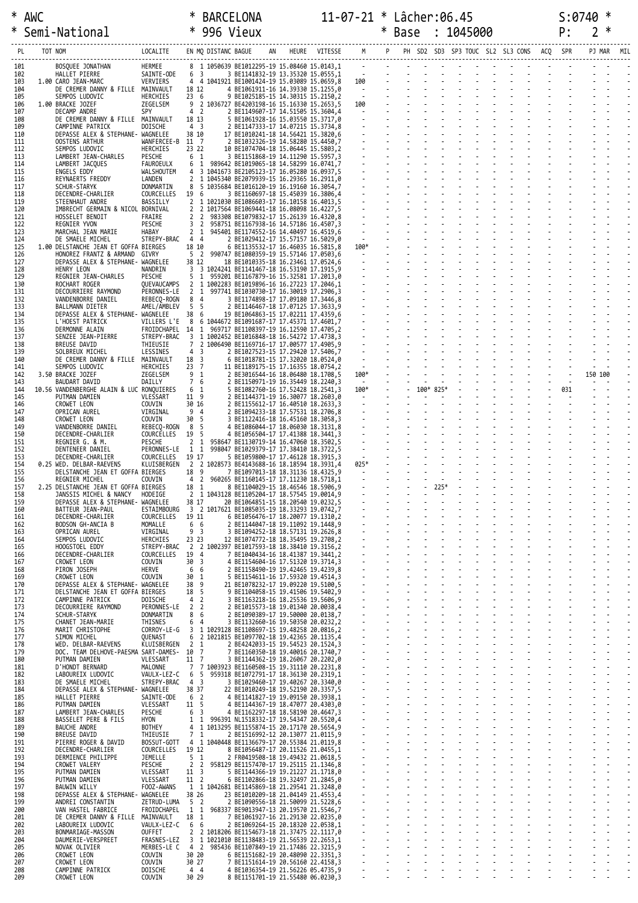```
* AWC              * BARCELONA        11-07-21 * Lâcher:06.45              S:0740 *
* Semi-National    * 996 Vieux                 * Base  : 1045000            P:   2 *
```

| PL | TOT NOM | LOCALITE | EN MQ DISTANC BAGUE | AN | HEURE | VITESSE | M | P | PH | SD2 | SD3 | SP3 | TOUC | SL2 | SL3 | CONS | ACQ | SPR | PJ | MAR | MIL |
|---|---|---|---|---|---|---|---|---|---|---|---|---|---|---|---|---|---|---|---|---|---|
| 101 | BOSQUEE JONATHAN | HERMEE | 8 1 1050639 BE1012295-19 15.08460 16.0143,1 | | | | - | - | - | - | - | - | - | - | - | - | - | - | - | - | - |
| 102 | HALLET PIERRE | SAINTE-ODE | 6 3 3 BE1141832-19 13.35320 15.0555,1 | | | | - | - | - | - | - | - | - | - | - | - | - | - | - | - | - |
| 103 | 1.00 CARO JEAN-MARC | VERVIERS | 4 4 1041921 BE1001424-19 15.03089 15.0659,8 | | | | 100 | - | - | - | - | - | - | - | - | - | - | - | - | - | - |
| 104 | DE CREMER DANNY & FILLE | MAINVAULT | 18 12 4 BE1061911-16 14.39330 15.1255,0 | | | | - | - | - | - | - | - | - | - | - | - | - | - | - | - | - |
| 105 | SEMPOS LUDOVIC | HERCHIES | 23 6 9 BE1025185-15 14.30315 15.2150,2 | | | | - | - | - | - | - | - | - | - | - | - | - | - | - | - | - |
| 106 | 1.00 BRACKE JOZEF | ZEGELSEM | 9 2 1036727 BE4203198-16 15.16330 15.2653,5 | | | | 100 | - | - | - | - | - | - | - | - | - | - | - | - | - | - |
| 107 | DECAMP ANDRE | SPY | 4 2 2 BE1149607-17 14.51505 15.3604,4 | | | | - | - | - | - | - | - | - | - | - | - | - | - | - | - | - |
| 108 | DE CREMER DANNY & FILLE | MAINVAULT | 18 13 5 BE1061928-16 15.03550 15.3717,0 | | | | - | - | - | - | - | - | - | - | - | - | - | - | - | - | - |
| 109 | CAMPINNE PATRICK | DOISCHE | 4 3 2 BE1147333-17 14.07215 15.3734,8 | | | | - | - | - | - | - | - | - | - | - | - | - | - | - | - | - |
| 110 | DEPASSE ALEX & STEPHANE- | WAGNELEE | 38 10 17 BE1010241-18 14.56421 15.3820,6 | | | | - | - | - | - | - | - | - | - | - | - | - | - | - | - | - |
| 111 | OOSTENS ARTHUR | WANFERCEE-B | 11 7 2 BE1032326-19 14.58280 15.4450,7 | | | | - | - | - | - | - | - | - | - | - | - | - | - | - | - | - |
| 112 | SEMPOS LUDOVIC | HERCHIES | 23 22 10 BE1074704-18 15.06445 15.5803,2 | | | | - | - | - | - | - | - | - | - | - | - | - | - | - | - | - |
| 113 | LAMBERT JEAN-CHARLES | PESCHE | 6 1 3 BE1151868-19 14.11290 15.5957,3 | | | | - | - | - | - | - | - | - | - | - | - | - | - | - | - | - |
| 114 | LAMBERT JACQUES | FAUROEULX | 6 1 989642 BE1019065-18 14.58299 16.0741,7 | | | | - | - | - | - | - | - | - | - | - | - | - | - | - | - | - |
| 115 | ENGELS EDDY | WALSHOUTEM | 4 3 1041673 BE2105123-17 16.05280 16.0937,5 | | | | - | - | - | - | - | - | - | - | - | - | - | - | - | - | - |
| 116 | REYNAERTS FREDDY | LANDEN | 2 1 1045340 BE2079939-15 16.29365 16.2911,0 | | | | - | - | - | - | - | - | - | - | - | - | - | - | - | - | - |
| 117 | SCHUR-STARYK | DONMARTIN | 8 5 1035684 BE1016120-19 16.19160 16.3054,7 | | | | - | - | - | - | - | - | - | - | - | - | - | - | - | - | - |
| 118 | DECENDRE-CHARLIER | COURCELLES | 19 6 3 BE1160697-18 15.45039 16.3806,4 | | | | - | - | - | - | - | - | - | - | - | - | - | - | - | - | - |
| 119 | STEENHAUT ANDRE | BASSILLY | 2 1 1021030 BE1086603-17 16.10158 16.4013,5 | | | | - | - | - | - | - | - | - | - | - | - | - | - | - | - | - |
| 120 | IMBRECHT GERMAIN & NICOL | BORNIVAL | 2 2 1017564 BE1069441-18 16.08098 16.4227,5 | | | | - | - | - | - | - | - | - | - | - | - | - | - | - | - | - |
| 121 | HOSSELET BENOIT | FRAIRE | 2 2 983308 BE1079832-17 15.26139 16.4320,8 | | | | - | - | - | - | - | - | - | - | - | - | - | - | - | - | - |
| 122 | REGNIER YVON | PESCHE | 3 2 958751 BE1167938-16 14.57186 16.4507,3 | | | | - | - | - | - | - | - | - | - | - | - | - | - | - | - | - |
| 123 | MARCHAL JEAN MARIE | HABAY | 2 1 945401 BE1174552-16 14.40497 16.4519,6 | | | | - | - | - | - | - | - | - | - | - | - | - | - | - | - | - |
| 124 | DE SMAELE MICHEL | STREPY-BRAC | 4 4 2 BE1029412-17 15.57157 16.5029,0 | | | | - | - | - | - | - | - | - | - | - | - | - | - | - | - | - |
| 125 | 1.00 DELSTANCHE JEAN ET GOFFA | BIERGES | 18 10 6 BE1135532-17 16.46035 16.5815,8 | | | | 100* | - | - | - | - | - | - | - | - | - | - | - | - | - | - |
| 126 | HONOREZ FRANTZ & ARMAND | GIVRY | 5 2 990747 BE1080359-19 15.57146 17.0503,6 | | | | - | - | - | - | - | - | - | - | - | - | - | - | - | - | - |
| 127 | DEPASSE ALEX & STEPHANE- | WAGNELEE | 38 12 18 BE1010335-18 16.23461 17.0524,6 | | | | - | - | - | - | - | - | - | - | - | - | - | - | - | - | - |
| 128 | HENRY LEON | NANDRIN | 3 3 1024241 BE1141467-18 16.53190 17.1915,9 | | | | - | - | - | - | - | - | - | - | - | - | - | - | - | - | - |
| 129 | REGNIER JEAN-CHARLES | PESCHE | 5 1 959201 BE1167879-16 15.32581 17.2011,0 | | | | - | - | - | - | - | - | - | - | - | - | - | - | - | - | - |
| 130 | ROCHART ROGER | QUEVAUCAMPS | 2 1 1002283 BE1019896-16 16.27223 17.2046,1 | | | | - | - | - | - | - | - | - | - | - | - | - | - | - | - | - |
| 131 | DECOURRIERE RAYMOND | PERONNES-LE | 2 1 997741 BE1030730-17 16.30019 17.2906,3 | | | | - | - | - | - | - | - | - | - | - | - | - | - | - | - | - |
| 132 | VANDENBORRE DANIEL | REBECQ-ROGN | 8 4 3 BE1174898-17 17.09180 17.3446,8 | | | | - | - | - | - | - | - | - | - | - | - | - | - | - | - | - |
| 133 | BALLMANN DIETER | AMEL/AMBLEV | 5 5 2 BE1146467-18 17.07125 17.3633,9 | | | | - | - | - | - | - | - | - | - | - | - | - | - | - | - | - |
| 134 | DEPASSE ALEX & STEPHANE- | WAGNELEE | 38 6 19 BE1064863-15 17.02211 17.4359,6 | | | | - | - | - | - | - | - | - | - | - | - | - | - | - | - | - |
| 135 | L'HOEST PATRICK | VILLERS L'E | 8 6 1044672 BE1091687-17 17.45371 17.4601,7 | | | | - | - | - | - | - | - | - | - | - | - | - | - | - | - | - |
| 136 | DERMONNE ALAIN | FROIDCHAPEL | 14 1 969717 BE1108397-19 16.12590 17.4705,2 | | | | - | - | - | - | - | - | - | - | - | - | - | - | - | - | - |
| 137 | SENZEE JEAN-PIERRE | STREPY-BRAC | 3 1 1002452 BE1016848-18 16.54272 17.4738,3 | | | | - | - | - | - | - | - | - | - | - | - | - | - | - | - | - |
| 138 | BREUSE DAVID | THIEUSIE | 7 2 1006490 BE1169716-17 17.00577 17.4905,9 | | | | - | - | - | - | - | - | - | - | - | - | - | - | - | - | - |
| 139 | SOLBREUX MICHEL | LESSINES | 4 3 2 BE1027523-15 17.29420 17.5406,7 | | | | - | - | - | - | - | - | - | - | - | - | - | - | - | - | - |
| 140 | DE CREMER DANNY & FILLE | MAINVAULT | 18 3 6 BE1018781-15 17.32020 18.0524,0 | | | | - | - | - | - | - | - | - | - | - | - | - | - | - | - | - |
| 141 | SEMPOS LUDOVIC | HERCHIES | 23 7 11 BE1189175-15 17.16355 18.0754,2 | | | | - | - | - | - | - | - | - | - | - | - | - | - | - | - | - |
| 142 | 3.50 BRACKE JOZEF | ZEGELSEM | 9 1 2 BE3016544-16 18.06480 18.1708,5 | | | | 100* | - | - | - | - | - | - | - | - | - | - | - | 150 | 100 | - |
| 143 | BAUDART DAVID | DAILLY | 7 6 2 BE1150971-19 16.35449 18.2240,3 | | | | - | - | - | - | - | - | - | - | - | - | - | - | - | - | - |
| 144 | 10.56 VANDENBERGHE ALAIN & LUC | RONQUIERES | 6 1 5 BE1082760-16 17.52428 18.2541,3 | | | | 100* | - | - | 100* | 825* | - | - | - | - | - | - | 031 | - | - | - |
| 145 | PUTMAN DAMIEN | VLESSART | 11 9 2 BE1144371-19 16.30077 18.2603,0 | | | | - | - | - | - | - | - | - | - | - | - | - | - | - | - | - |
| 146 | CROWET LEON | COUVIN | 30 16 2 BE1155612-17 16.40510 18.2633,3 | | | | - | - | - | - | - | - | - | - | - | - | - | - | - | - | - |
| 147 | OPRICAN AUREL | VIRGINAL | 9 4 2 BE1094233-18 17.57531 18.2706,8 | | | | - | - | - | - | - | - | - | - | - | - | - | - | - | - | - |
| 148 | CROWET LEON | COUVIN | 30 5 3 BE1122416-18 16.45160 18.3058,3 | | | | - | - | - | - | - | - | - | - | - | - | - | - | - | - | - |
| 149 | VANDENBORRE DANIEL | REBECQ-ROGN | 8 5 4 BE1086044-17 18.06030 18.3131,8 | | | | - | - | - | - | - | - | - | - | - | - | - | - | - | - | - |
| 150 | DECENDRE-CHARLIER | COURCELLES | 19 5 4 BE1056504-17 17.41388 18.3441,3 | | | | - | - | - | - | - | - | - | - | - | - | - | - | - | - | - |
| 151 | REGNIER G. & M. | PESCHE | 2 1 958647 BE1130719-14 16.47060 18.3502,5 | | | | - | - | - | - | - | - | - | - | - | - | - | - | - | - | - |
| 152 | DENTENEER DANIEL | PERONNES-LE | 1 1 998047 BE1029379-17 17.38410 18.3722,5 | | | | - | - | - | - | - | - | - | - | - | - | - | - | - | - | - |
| 153 | DECENDRE-CHARLIER | COURCELLES | 19 17 5 BE1059800-17 17.46128 18.3915,3 | | | | - | - | - | - | - | - | - | - | - | - | - | - | - | - | - |
| 154 | 0.25 WED. DELBAR-RAEVENS | KLUISBERGEN | 2 2 1028573 BE4143688-16 18.18594 18.3931,4 | | | | 025* | - | - | - | - | - | - | - | - | - | - | - | - | - | - |
| 155 | DELSTANCHE JEAN ET GOFFA | BIERGES | 18 9 7 BE1097013-18 18.31136 18.4325,9 | | | | - | - | - | - | - | - | - | - | - | - | - | - | - | - | - |
| 156 | REGNIER MICHEL | COUVIN | 4 2 960265 BE1160145-17 17.11230 18.5718,1 | | | | - | - | - | - | - | - | - | - | - | - | - | - | - | - | - |
| 157 | 2.25 DELSTANCHE JEAN ET GOFFA | BIERGES | 18 1 8 BE1104029-15 18.46546 18.5906,9 | | | | - | - | - | - | 225* | - | - | - | - | - | - | - | - | - | - |
| 158 | JANSSIS MICHEL & NANCY | HODEIGE | 2 1 1043128 BE1105204-17 18.57545 19.0014,9 | | | | - | - | - | - | - | - | - | - | - | - | - | - | - | - | - |
| 159 | DEPASSE ALEX & STEPHANE- | WAGNELEE | 38 17 20 BE1064851-15 18.20540 19.0232,5 | | | | - | - | - | - | - | - | - | - | - | - | - | - | - | - | - |
| 160 | BATTEUR JEAN-PAUL | ESTAIMBOURG | 3 2 1017621 BE1085035-19 18.33293 19.0742,7 | | | | - | - | - | - | - | - | - | - | - | - | - | - | - | - | - |
| 161 | DECENDRE-CHARLIER | COURCELLES | 19 11 6 BE1056476-17 18.20077 19.1310,2 | | | | - | - | - | - | - | - | - | - | - | - | - | - | - | - | - |
| 162 | BODSON GH-ANCIA B | MOMALLE | 6 6 2 BE1144047-18 19.11092 19.1448,9 | | | | - | - | - | - | - | - | - | - | - | - | - | - | - | - | - |
| 163 | OPRICAN AUREL | VIRGINAL | 9 3 3 BE1094252-18 18.57131 19.2626,8 | | | | - | - | - | - | - | - | - | - | - | - | - | - | - | - | - |
| 164 | SEMPOS LUDOVIC | HERCHIES | 23 23 12 BE1074772-18 18.35495 19.2708,2 | | | | - | - | - | - | - | - | - | - | - | - | - | - | - | - | - |
| 165 | HOOGSTOEL EDDY | STREPY-BRAC | 2 2 1002397 BE1017593-18 18.38410 19.3156,2 | | | | - | - | - | - | - | - | - | - | - | - | - | - | - | - | - |
| 166 | DECENDRE-CHARLIER | COURCELLES | 19 4 7 BE1040434-16 18.41387 19.3441,2 | | | | - | - | - | - | - | - | - | - | - | - | - | - | - | - | - |
| 167 | CROWET LEON | COUVIN | 30 3 4 BE1154604-16 17.51320 19.3714,3 | | | | - | - | - | - | - | - | - | - | - | - | - | - | - | - | - |
| 168 | PIRON JOSEPH | HERVE | 6 6 2 BE1158490-19 19.42465 19.4239,8 | | | | - | - | - | - | - | - | - | - | - | - | - | - | - | - | - |
| 169 | CROWET LEON | COUVIN | 30 1 5 BE1154611-16 17.59320 19.4514,3 | | | | - | - | - | - | - | - | - | - | - | - | - | - | - | - | - |
| 170 | DEPASSE ALEX & STEPHANE- | WAGNELEE | 38 9 21 BE1078232-17 19.09220 19.5100,5 | | | | - | - | - | - | - | - | - | - | - | - | - | - | - | - | - |
| 171 | DELSTANCHE JEAN ET GOFFA | BIERGES | 18 5 9 BE1104058-15 19.41506 19.5402,9 | | | | - | - | - | - | - | - | - | - | - | - | - | - | - | - | - |
| 172 | CAMPINNE PATRICK | DOISCHE | 4 2 3 BE1163218-16 18.25536 19.5606,9 | | | | - | - | - | - | - | - | - | - | - | - | - | - | - | - | - |
| 173 | DECOURRIERE RAYMOND | PERONNES-LE | 2 2 2 BE1015573-18 19.01340 20.0038,4 | | | | - | - | - | - | - | - | - | - | - | - | - | - | - | - | - |
| 174 | SCHUR-STARYK | DONMARTIN | 8 6 2 BE1090389-17 19.50000 20.0138,7 | | | | - | - | - | - | - | - | - | - | - | - | - | - | - | - | - |
| 175 | CHANET JEAN-MARIE | THISNES | 6 4 3 BE1132660-16 19.50350 20.0232,2 | | | | - | - | - | - | - | - | - | - | - | - | - | - | - | - | - |
| 176 | MARIT CHRISTOPHE | CORROY-LE-G | 3 1 1029128 BE1108697-15 19.48258 20.0816,2 | | | | - | - | - | - | - | - | - | - | - | - | - | - | - | - | - |
| 177 | SIMON MICHEL | QUENAST | 6 2 1021815 BE1097702-18 19.42365 20.1135,4 | | | | - | - | - | - | - | - | - | - | - | - | - | - | - | - | - |
| 178 | WED. DELBAR-RAEVENS | KLUISBERGEN | 2 1 2 BE4242033-15 19.54523 20.1524,3 | | | | - | - | - | - | - | - | - | - | - | - | - | - | - | - | - |
| 179 | DOC. TEAM DELHOVE-PAESMA | SART-DAMES- | 10 7 7 BE1160350-18 19.40016 20.1740,7 | | | | - | - | - | - | - | - | - | - | - | - | - | - | - | - | - |
| 180 | PUTMAN DAMIEN | VLESSART | 11 7 3 BE1144362-19 18.26067 20.2202,0 | | | | - | - | - | - | - | - | - | - | - | - | - | - | - | - | - |
| 181 | D'HONDT BERNARD | MALONNE | 7 7 1003923 BE1160508-15 19.31110 20.2231,8 | | | | - | - | - | - | - | - | - | - | - | - | - | - | - | - | - |
| 182 | LABOUREIX LUDOVIC | VAULX-LEZ-C | 6 5 959318 BE1072791-17 18.36130 20.2319,1 | | | | - | - | - | - | - | - | - | - | - | - | - | - | - | - | - |
| 183 | DE SMAELE MICHEL | STREPY-BRAC | 4 3 3 BE1029460-17 19.40267 20.3340,0 | | | | - | - | - | - | - | - | - | - | - | - | - | - | - | - | - |
| 184 | DEPASSE ALEX & STEPHANE- | WAGNELEE | 38 37 22 BE1010249-18 19.52190 20.3357,5 | | | | - | - | - | - | - | - | - | - | - | - | - | - | - | - | - |
| 185 | HALLET PIERRE | SAINTE-ODE | 6 2 4 BE1141827-19 19.09150 20.3938,1 | | | | - | - | - | - | - | - | - | - | - | - | - | - | - | - | - |
| 186 | PUTMAN DAMIEN | VLESSART | 11 5 4 BE1144367-19 18.47077 20.4303,0 | | | | - | - | - | - | - | - | - | - | - | - | - | - | - | - | - |
| 187 | LAMBERT JEAN-CHARLES | PESCHE | 6 3 4 BE1162297-18 18.58190 20.4647,3 | | | | - | - | - | - | - | - | - | - | - | - | - | - | - | - | - |
| 188 | BASSELET PERE & FILS | HYON | 1 1 996391 NL1518332-17 19.54347 20.5520,4 | | | | - | - | - | - | - | - | - | - | - | - | - | - | - | - | - |
| 189 | BAUCHE ANDRE | BOTHEY | 4 1 1013295 BE1155874-15 20.17170 20.5654,9 | | | | - | - | - | - | - | - | - | - | - | - | - | - | - | - | - |
| 190 | BREUSE DAVID | THIEUSIE | 7 1 2 BE1516992-12 20.13077 21.0115,9 | | | | - | - | - | - | - | - | - | - | - | - | - | - | - | - | - |
| 191 | PIERRE ROGER & DAVID | BOSSUT-GOTT | 4 1 1040448 BE1136679-17 20.55384 21.0119,8 | | | | - | - | - | - | - | - | - | - | - | - | - | - | - | - | - |
| 192 | DECENDRE-CHARLIER | COURCELLES | 19 12 8 BE1056487-17 20.11526 21.0455,1 | | | | - | - | - | - | - | - | - | - | - | - | - | - | - | - | - |
| 193 | DERMIENCE PHILIPPE | JEMELLE | 5 1 2 FR0419508-18 19.49432 21.0618,5 | | | | - | - | - | - | - | - | - | - | - | - | - | - | - | - | - |
| 194 | CROWET VALERY | PESCHE | 2 2 958129 BE1157470-17 19.25115 21.1346,8 | | | | - | - | - | - | - | - | - | - | - | - | - | - | - | - | - |
| 195 | PUTMAN DAMIEN | VLESSART | 11 3 5 BE1144366-19 19.21227 21.1718,0 | | | | - | - | - | - | - | - | - | - | - | - | - | - | - | - | - |
| 196 | PUTMAN DAMIEN | VLESSART | 11 2 6 BE1102866-18 19.32497 21.2845,0 | | | | - | - | - | - | - | - | - | - | - | - | - | - | - | - | - |
| 197 | BAUWIN WILLY | FOOZ-AWANS | 1 1 1042681 BE1145869-18 21.29541 21.3248,0 | | | | - | - | - | - | - | - | - | - | - | - | - | - | - | - | - |
| 198 | DEPASSE ALEX & STEPHANE- | WAGNELEE | 38 26 23 BE1010209-18 21.04149 21.4553,4 | | | | - | - | - | - | - | - | - | - | - | - | - | - | - | - | - |
| 199 | ANDREI CONSTANTIN | ZETRUD-LUMA | 5 2 2 BE1090556-18 21.50099 21.5228,6 | | | | - | - | - | - | - | - | - | - | - | - | - | - | - | - | - |
| 200 | VAN HASTEL FABRICE | FROIDCHAPEL | 1 1 968337 BE9013947-13 20.19570 21.5546,7 | | | | - | - | - | - | - | - | - | - | - | - | - | - | - | - | - |
| 201 | DE CREMER DANNY & FILLE | MAINVAULT | 18 1 7 BE1061927-16 21.29130 22.0235,8 | | | | - | - | - | - | - | - | - | - | - | - | - | - | - | - | - |
| 202 | LABOUREIX LUDOVIC | VAULX-LEZ-C | 6 6 2 BE1069264-15 20.18320 22.0538,1 | | | | - | - | - | - | - | - | - | - | - | - | - | - | - | - | - |
| 203 | BONMARIAGE-MASSON | OUFFET | 2 2 1018206 BE1154673-18 21.37475 22.1117,0 | | | | - | - | - | - | - | - | - | - | - | - | - | - | - | - | - |
| 204 | DAUMERIE-VERSPREET | FRASNES-LEZ | 3 1 1021010 BE1138483-19 21.56539 22.2653,1 | | | | - | - | - | - | - | - | - | - | - | - | - | - | - | - | - |
| 205 | NOVAK OLIVIER | MERBES-LE C | 4 2 985436 BE1107849-19 21.17486 22.3215,9 | | | | - | - | - | - | - | - | - | - | - | - | - | - | - | - | - |
| 206 | CROWET LEON | COUVIN | 30 20 6 BE1151682-19 20.48090 22.3351,3 | | | | - | - | - | - | - | - | - | - | - | - | - | - | - | - | - |
| 207 | CROWET LEON | COUVIN | 30 27 7 BE1151614-19 20.56160 22.4158,3 | | | | - | - | - | - | - | - | - | - | - | - | - | - | - | - | - |
| 208 | CAMPINNE PATRICK | DOISCHE | 4 4 4 BE1036354-19 21.56226 05.4735,9 | | | | - | - | - | - | - | - | - | - | - | - | - | - | - | - | - |
| 209 | CROWET LEON | COUVIN | 30 29 8 BE1151701-19 21.55480 06.0230,3 | | | | - | - | - | - | - | - | - | - | - | - | - | - | - | - | - |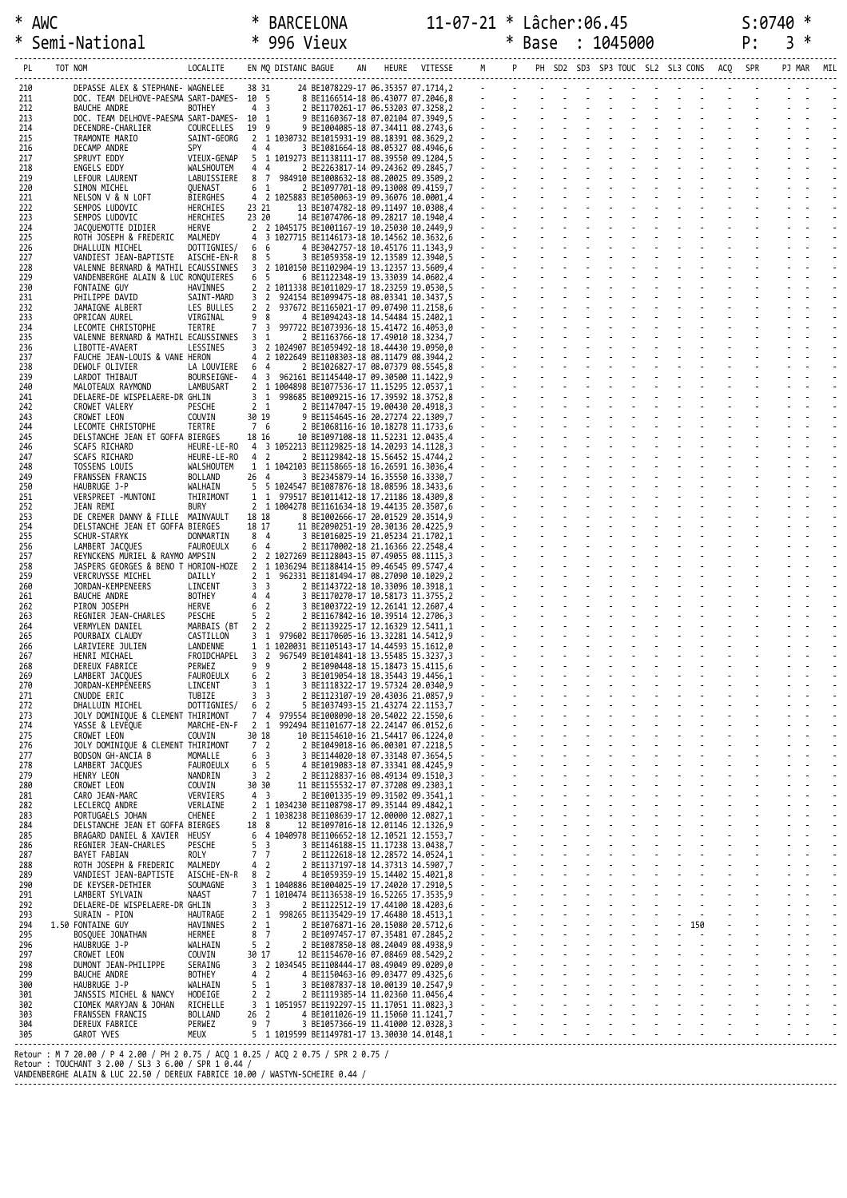\* AWC \* BARCELONA 11-07-21 \* Lâcher:06.45 S:0740 \*
\* Semi-National \* 996 Vieux \* Base : 1045000 P: 3 \*

| PL | TOT | NOM | LOCALITE | EN | MQ | DISTANC | BAGUE | AN | HEURE | VITESSE | M | P | PH | SD2 | SD3 | SP3 | TOUC | SL2 | SL3 | CONS | ACQ | SPR | PJ | MAR | MIL |
|---|---|---|---|---|---|---|---|---|---|---|---|---|---|---|---|---|---|---|---|---|---|---|---|---|---|
| 210 | | DEPASSE ALEX & STEPHANE- | WAGNELEE | 38 | 31 | 24 | BE1078229-17 | | 06.35357 | 07.1714,2 | - | - | - | - | - | - | - | - | - | - | - | - | - | - | - |
| 211 | | DOC. TEAM DELHOVE-PAESMA | SART-DAMES- | 10 | 5 | 8 | BE1166514-18 | | 06.43077 | 07.2046,8 | - | - | - | - | - | - | - | - | - | - | - | - | - | - | - |
| 212 | | BAUCHE ANDRE | BOTHEY | 4 | 3 | 2 | BE1170261-17 | | 06.53203 | 07.3258,2 | - | - | - | - | - | - | - | - | - | - | - | - | - | - | - |
| 213 | | DOC. TEAM DELHOVE-PAESMA | SART-DAMES- | 10 | 1 | 9 | BE1160367-18 | | 07.02104 | 07.3949,5 | - | - | - | - | - | - | - | - | - | - | - | - | - | - | - |
| 214 | | DECENDRE-CHARLIER | COURCELLES | 19 | 9 | 9 | BE1004085-18 | | 07.34411 | 08.2743,6 | - | - | - | - | - | - | - | - | - | - | - | - | - | - | - |
| 215 | | TRAMONTE MARIO | SAINT-GEORG | 2 | 1 | 1030732 | BE1015931-19 | | 08.18391 | 08.3629,2 | - | - | - | - | - | - | - | - | - | - | - | - | - | - | - |
| 216 | | DECAMP ANDRE | SPY | 4 | 4 | 3 | BE1081664-18 | | 08.05327 | 08.4946,6 | - | - | - | - | - | - | - | - | - | - | - | - | - | - | - |
| 217 | | SPRUYT EDDY | VIEUX-GENAP | 5 | 1 | 1019273 | BE1138111-17 | | 08.39550 | 09.1204,5 | - | - | - | - | - | - | - | - | - | - | - | - | - | - | - |
| 218 | | ENGELS EDDY | WALSHOUTEM | 4 | 4 | 2 | BE2263817-14 | | 09.24362 | 09.2845,7 | - | - | - | - | - | - | - | - | - | - | - | - | - | - | - |
| 219 | | LEFOUR LAURENT | LABUISSIERE | 8 | 7 | 984910 | BE1008632-18 | | 08.20025 | 09.3509,2 | - | - | - | - | - | - | - | - | - | - | - | - | - | - | - |
| 220 | | SIMON MICHEL | QUENAST | 6 | 1 | 2 | BE1097701-18 | | 09.13008 | 09.4159,7 | - | - | - | - | - | - | - | - | - | - | - | - | - | - | - |
| 221 | | NELSON V & N LOFT | BIERGHES | 4 | 2 | 1025883 | BE1050063-19 | | 09.36076 | 10.0001,4 | - | - | - | - | - | - | - | - | - | - | - | - | - | - | - |
| 222 | | SEMPOS LUDOVIC | HERCHIES | 23 | 21 | 13 | BE1074782-18 | | 09.11497 | 10.0308,4 | - | - | - | - | - | - | - | - | - | - | - | - | - | - | - |
| 223 | | SEMPOS LUDOVIC | HERCHIES | 23 | 20 | 14 | BE1074706-18 | | 09.28217 | 10.1940,4 | - | - | - | - | - | - | - | - | - | - | - | - | - | - | - |
| 224 | | JACQUEMOTTE DIDIER | HERVE | 2 | 2 | 1045175 | BE1001167-19 | | 10.25030 | 10.2449,9 | - | - | - | - | - | - | - | - | - | - | - | - | - | - | - |
| 225 | | ROTH JOSEPH & FREDERIC | MALMEDY | 4 | 3 | 1027715 | BE1146173-18 | | 10.14562 | 10.3632,6 | - | - | - | - | - | - | - | - | - | - | - | - | - | - | - |
| 226 | | DHALLUIN MICHEL | DOTTIGNIES/ | 6 | 6 | 4 | BE3042757-18 | | 10.45176 | 11.1343,9 | - | - | - | - | - | - | - | - | - | - | - | - | - | - | - |
| 227 | | VANDIEST JEAN-BAPTISTE | AISCHE-EN-R | 8 | 5 | 3 | BE1059358-19 | | 12.13589 | 12.3940,5 | - | - | - | - | - | - | - | - | - | - | - | - | - | - | - |
| 228 | | VALENNE BERNARD & MATHIL | ECAUSSINNES | 3 | 2 | 1010150 | BE1102904-19 | | 13.12357 | 13.5609,4 | - | - | - | - | - | - | - | - | - | - | - | - | - | - | - |
| 229 | | VANDENBERGHE ALAIN & LUC | RONQUIERES | 6 | 5 | 6 | BE1122348-19 | | 13.33039 | 14.0602,4 | - | - | - | - | - | - | - | - | - | - | - | - | - | - | - |
| 230 | | FONTAINE GUY | HAVINNES | 2 | 2 | 1011338 | BE1011029-17 | | 18.23259 | 19.0530,5 | - | - | - | - | - | - | - | - | - | - | - | - | - | - | - |
| 231 | | PHILIPPE DAVID | SAINT-MARD | 3 | 2 | 924154 | BE1099475-18 | | 08.03341 | 10.3437,5 | - | - | - | - | - | - | - | - | - | - | - | - | - | - | - |
| 232 | | JAMAIGNE ALBERT | LES BULLES | 2 | 2 | 937672 | BE1165021-17 | | 09.07490 | 11.2158,6 | - | - | - | - | - | - | - | - | - | - | - | - | - | - | - |
| 233 | | OPRICAN AUREL | VIRGINAL | 9 | 8 | 4 | BE1094243-18 | | 14.54484 | 15.2402,1 | - | - | - | - | - | - | - | - | - | - | - | - | - | - | - |
| 234 | | LECOMTE CHRISTOPHE | TERTRE | 7 | 3 | 997722 | BE1073936-18 | | 15.41472 | 16.4053,0 | - | - | - | - | - | - | - | - | - | - | - | - | - | - | - |
| 235 | | VALENNE BERNARD & MATHIL | ECAUSSINNES | 3 | 1 | 2 | BE1163766-18 | | 17.49010 | 18.3234,7 | - | - | - | - | - | - | - | - | - | - | - | - | - | - | - |
| 236 | | LIBOTTE-AVAERT | LESSINES | 3 | 2 | 1024907 | BE1059492-18 | | 18.44430 | 19.0950,0 | - | - | - | - | - | - | - | - | - | - | - | - | - | - | - |
| 237 | | FAUCHE JEAN-LOUIS & VANE | HERON | 4 | 2 | 1022649 | BE1108303-18 | | 08.11479 | 08.3944,2 | - | - | - | - | - | - | - | - | - | - | - | - | - | - | - |
| 238 | | DEWOLF OLIVIER | LA LOUVIERE | 6 | 4 | 2 | BE1026827-17 | | 08.07379 | 08.5545,8 | - | - | - | - | - | - | - | - | - | - | - | - | - | - | - |
| 239 | | LARDOT THIBAUT | BOURSEIGNE- | 4 | 3 | 962161 | BE1145440-17 | | 09.30500 | 11.1422,9 | - | - | - | - | - | - | - | - | - | - | - | - | - | - | - |
| 240 | | MALOTEAUX RAYMOND | LAMBUSART | 2 | 1 | 1004898 | BE1077536-17 | | 11.15295 | 12.0537,1 | - | - | - | - | - | - | - | - | - | - | - | - | - | - | - |
| 241 | | DELAERE-DE WISPELAERE-DR | GHLIN | 3 | 1 | 998685 | BE1009215-16 | | 17.39592 | 18.3752,8 | - | - | - | - | - | - | - | - | - | - | - | - | - | - | - |
| 242 | | CROWET VALERY | PESCHE | 2 | 1 | 2 | BE1147047-15 | | 19.00430 | 20.4918,3 | - | - | - | - | - | - | - | - | - | - | - | - | - | - | - |
| 243 | | CROWET LEON | COUVIN | 30 | 19 | 9 | BE1154645-16 | | 20.27274 | 22.1309,7 | - | - | - | - | - | - | - | - | - | - | - | - | - | - | - |
| 244 | | LECOMTE CHRISTOPHE | TERTRE | 7 | 6 | 2 | BE1068116-16 | | 10.18278 | 11.1733,6 | - | - | - | - | - | - | - | - | - | - | - | - | - | - | - |
| 245 | | DELSTANCHE JEAN ET GOFFA | BIERGES | 18 | 16 | 10 | BE1097108-18 | | 11.52231 | 12.0435,4 | - | - | - | - | - | - | - | - | - | - | - | - | - | - | - |
| 246 | | SCAFS RICHARD | HEURE-LE-RO | 4 | 3 | 1052213 | BE1129825-18 | | 14.20293 | 14.1128,3 | - | - | - | - | - | - | - | - | - | - | - | - | - | - | - |
| 247 | | SCAFS RICHARD | HEURE-LE-RO | 4 | 2 | 2 | BE1129842-18 | | 15.56452 | 15.4744,2 | - | - | - | - | - | - | - | - | - | - | - | - | - | - | - |
| 248 | | TOSSENS LOUIS | WALSHOUTEM | 1 | 1 | 1042103 | BE1158665-18 | | 16.26591 | 16.3036,4 | - | - | - | - | - | - | - | - | - | - | - | - | - | - | - |
| 249 | | FRANSSEN FRANCIS | BOLLAND | 26 | 4 | 3 | BE2345879-14 | | 16.35550 | 16.3330,7 | - | - | - | - | - | - | - | - | - | - | - | - | - | - | - |
| 250 | | HAUBRUGE J-P | WALHAIN | 5 | 5 | 1024547 | BE1087876-18 | | 18.08596 | 18.3433,6 | - | - | - | - | - | - | - | - | - | - | - | - | - | - | - |
| 251 | | VERSPREET -MUNTONI | THIRIMONT | 1 | 1 | 979517 | BE1011412-18 | | 17.21186 | 18.4309,8 | - | - | - | - | - | - | - | - | - | - | - | - | - | - | - |
| 252 | | JEAN REMI | BURY | 2 | 1 | 1004278 | BE1161634-18 | | 19.44135 | 20.3507,6 | - | - | - | - | - | - | - | - | - | - | - | - | - | - | - |
| 253 | | DE CREMER DANNY & FILLE | MAINVAULT | 18 | 18 | 8 | BE1002666-17 | | 20.01529 | 20.3514,9 | - | - | - | - | - | - | - | - | - | - | - | - | - | - | - |
| 254 | | DELSTANCHE JEAN ET GOFFA | BIERGES | 18 | 17 | 11 | BE2090251-19 | | 20.30136 | 20.4225,9 | - | - | - | - | - | - | - | - | - | - | - | - | - | - | - |
| 255 | | SCHUR-STARYK | DOMMARTIN | 8 | 4 | 3 | BE1016025-19 | | 21.05234 | 21.1702,1 | - | - | - | - | - | - | - | - | - | - | - | - | - | - | - |
| 256 | | LAMBERT JACQUES | FAUROEULX | 6 | 4 | 2 | BE1170002-18 | | 21.16366 | 22.2548,4 | - | - | - | - | - | - | - | - | - | - | - | - | - | - | - |
| 257 | | REYNCKENS MURIEL & RAYMO | AMPSIN | 2 | 2 | 1027269 | BE1128043-15 | | 07.49055 | 08.1115,3 | - | - | - | - | - | - | - | - | - | - | - | - | - | - | - |
| 258 | | JASPERS GEORGES & BENO T | HORION-HOZE | 2 | 1 | 1036294 | BE1188414-15 | | 09.46545 | 09.5747,4 | - | - | - | - | - | - | - | - | - | - | - | - | - | - | - |
| 259 | | VERCRUYSSE MICHEL | DAILLY | 2 | 1 | 962331 | BE1181494-17 | | 08.27090 | 10.1029,2 | - | - | - | - | - | - | - | - | - | - | - | - | - | - | - |
| 260 | | JORDAN-KEMPENEERS | LINCENT | 3 | 3 | 2 | BE1143722-18 | | 10.33096 | 10.3918,1 | - | - | - | - | - | - | - | - | - | - | - | - | - | - | - |
| 261 | | BAUCHE ANDRE | BOTHEY | 4 | 4 | 3 | BE1170270-17 | | 10.58173 | 11.3755,2 | - | - | - | - | - | - | - | - | - | - | - | - | - | - | - |
| 262 | | PIRON JOSEPH | HERVE | 6 | 2 | 3 | BE1003722-19 | | 12.26141 | 12.2607,4 | - | - | - | - | - | - | - | - | - | - | - | - | - | - | - |
| 263 | | REGNIER JEAN-CHARLES | PESCHE | 5 | 2 | 2 | BE1167842-16 | | 10.39514 | 12.2706,3 | - | - | - | - | - | - | - | - | - | - | - | - | - | - | - |
| 264 | | VERMYLEN DANIEL | MARBAIS (BT | 2 | 2 | 2 | BE1139225-17 | | 12.16329 | 12.5411,1 | - | - | - | - | - | - | - | - | - | - | - | - | - | - | - |
| 265 | | POURBAIX CLAUDY | CASTILLON | 3 | 1 | 979602 | BE1170605-16 | | 13.32281 | 14.5412,9 | - | - | - | - | - | - | - | - | - | - | - | - | - | - | - |
| 266 | | LARIVIERE JULIEN | LANDENNE | 1 | 1 | 1020031 | BE1105143-17 | | 14.44593 | 15.1612,0 | - | - | - | - | - | - | - | - | - | - | - | - | - | - | - |
| 267 | | HENRI MICHAEL | FROIDCHAPEL | 3 | 2 | 967549 | BE1014841-18 | | 13.55485 | 15.3237,3 | - | - | - | - | - | - | - | - | - | - | - | - | - | - | - |
| 268 | | DEREUX FABRICE | PERWEZ | 9 | 9 | 2 | BE1090448-18 | | 15.18473 | 15.4115,6 | - | - | - | - | - | - | - | - | - | - | - | - | - | - | - |
| 269 | | LAMBERT JACQUES | FAUROEULX | 6 | 2 | 3 | BE1019054-18 | | 18.35443 | 19.4456,1 | - | - | - | - | - | - | - | - | - | - | - | - | - | - | - |
| 270 | | JORDAN-KEMPENEERS | LINCENT | 3 | 1 | 3 | BE1118322-17 | | 19.57324 | 20.0340,9 | - | - | - | - | - | - | - | - | - | - | - | - | - | - | - |
| 271 | | CNUDDE ERIC | TUBIZE | 3 | 3 | 2 | BE1123107-19 | | 20.43036 | 21.0857,9 | - | - | - | - | - | - | - | - | - | - | - | - | - | - | - |
| 272 | | DHALLUIN MICHEL | DOTTIGNIES/ | 6 | 2 | 5 | BE1037493-15 | | 21.43274 | 22.1153,7 | - | - | - | - | - | - | - | - | - | - | - | - | - | - | - |
| 273 | | JOLY DOMINIQUE & CLEMENT | THIRIMONT | 7 | 4 | 979554 | BE1008090-18 | | 20.54022 | 22.1550,6 | - | - | - | - | - | - | - | - | - | - | - | - | - | - | - |
| 274 | | YASSE & LEVEQUE | MARCHE-EN-F | 2 | 1 | 992494 | BE1011677-18 | | 22.24147 | 06.0152,6 | - | - | - | - | - | - | - | - | - | - | - | - | - | - | - |
| 275 | | CROWET LEON | COUVIN | 30 | 18 | 10 | BE1154610-16 | | 21.54417 | 06.1224,0 | - | - | - | - | - | - | - | - | - | - | - | - | - | - | - |
| 276 | | JOLY DOMINIQUE & CLEMENT | THIRIMONT | 7 | 2 | 2 | BE1049018-16 | | 06.00301 | 07.2218,5 | - | - | - | - | - | - | - | - | - | - | - | - | - | - | - |
| 277 | | BODSON GH-ANCIA B | MOMALLE | 6 | 3 | 3 | BE1144020-18 | | 07.33148 | 07.3654,5 | - | - | - | - | - | - | - | - | - | - | - | - | - | - | - |
| 278 | | LAMBERT JACQUES | FAUROEULX | 6 | 5 | 4 | BE1019083-18 | | 07.33341 | 08.4245,9 | - | - | - | - | - | - | - | - | - | - | - | - | - | - | - |
| 279 | | HENRY LEON | NANDRIN | 3 | 2 | 2 | BE1128837-16 | | 08.49134 | 09.1510,3 | - | - | - | - | - | - | - | - | - | - | - | - | - | - | - |
| 280 | | CROWET LEON | COUVIN | 30 | 30 | 11 | BE1155532-17 | | 07.37208 | 09.2303,1 | - | - | - | - | - | - | - | - | - | - | - | - | - | - | - |
| 281 | | CARO JEAN-MARC | VERVIERS | 4 | 3 | 2 | BE1001335-19 | | 09.31502 | 09.3541,1 | - | - | - | - | - | - | - | - | - | - | - | - | - | - | - |
| 282 | | LECLERCQ ANDRE | VERLAINE | 2 | 1 | 1034230 | BE1108798-17 | | 09.35144 | 09.4842,1 | - | - | - | - | - | - | - | - | - | - | - | - | - | - | - |
| 283 | | PORTUGAELS JOHAN | CHENEE | 2 | 1 | 1038238 | BE1108639-17 | | 12.00000 | 12.0827,1 | - | - | - | - | - | - | - | - | - | - | - | - | - | - | - |
| 284 | | DELSTANCHE JEAN ET GOFFA | BIERGES | 18 | 8 | 12 | BE1097016-18 | | 12.01146 | 12.1326,9 | - | - | - | - | - | - | - | - | - | - | - | - | - | - | - |
| 285 | | BRAGARD DANIEL & XAVIER | HEUSY | 6 | 4 | 1040978 | BE1106652-18 | | 12.10521 | 12.1553,7 | - | - | - | - | - | - | - | - | - | - | - | - | - | - | - |
| 286 | | REGNIER JEAN-CHARLES | PESCHE | 5 | 3 | 3 | BE1146188-15 | | 11.17238 | 13.0438,7 | - | - | - | - | - | - | - | - | - | - | - | - | - | - | - |
| 287 | | BAYET FABIAN | ROLY | 7 | 7 | 2 | BE1122618-18 | | 12.28572 | 14.0524,1 | - | - | - | - | - | - | - | - | - | - | - | - | - | - | - |
| 288 | | ROTH JOSEPH & FREDERIC | MALMEDY | 4 | 2 | 2 | BE1137197-18 | | 14.37313 | 14.5907,7 | - | - | - | - | - | - | - | - | - | - | - | - | - | - | - |
| 289 | | VANDIEST JEAN-BAPTISTE | AISCHE-EN-R | 8 | 2 | 4 | BE1059359-19 | | 15.14402 | 15.4021,8 | - | - | - | - | - | - | - | - | - | - | - | - | - | - | - |
| 290 | | DE KEYSER-DETHIER | SOUMAGNE | 3 | 1 | 1040886 | BE1004025-19 | | 17.24020 | 17.2910,5 | - | - | - | - | - | - | - | - | - | - | - | - | - | - | - |
| 291 | | LAMBERT SYLVAIN | NAAST | 7 | 1 | 1010474 | BE1136538-19 | | 16.52265 | 17.3535,9 | - | - | - | - | - | - | - | - | - | - | - | - | - | - | - |
| 292 | | DELAERE-DE WISPELAERE-DR | GHLIN | 3 | 3 | 2 | BE1122512-19 | | 17.44100 | 18.4203,6 | - | - | - | - | - | - | - | - | - | - | - | - | - | - | - |
| 293 | | SURAIN - PION | HAUTRAGE | 2 | 1 | 998265 | BE1135429-17 | | 17.46480 | 18.4513,1 | - | - | - | - | - | - | - | - | - | - | - | - | - | - | - |
| 294 | 1.50 | FONTAINE GUY | HAVINNES | 2 | 1 | 2 | BE1076871-16 | | 20.15080 | 20.5712,6 | - | - | - | - | - | - | - | - | - | 150 | - | - | - | - | - |
| 295 | | BOSQUEE JONATHAN | HERMEE | 8 | 7 | 2 | BE1097457-17 | | 07.35481 | 07.2845,2 | - | - | - | - | - | - | - | - | - | - | - | - | - | - | - |
| 296 | | HAUBRUGE J-P | WALHAIN | 5 | 2 | 2 | BE1087850-18 | | 08.24049 | 08.4938,9 | - | - | - | - | - | - | - | - | - | - | - | - | - | - | - |
| 297 | | CROWET LEON | COUVIN | 30 | 17 | 12 | BE1154670-16 | | 07.08469 | 08.5429,2 | - | - | - | - | - | - | - | - | - | - | - | - | - | - | - |
| 298 | | DUMONT JEAN-PHILIPPE | SERAING | 3 | 2 | 1034545 | BE1108444-17 | | 08.49049 | 09.0209,0 | - | - | - | - | - | - | - | - | - | - | - | - | - | - | - |
| 299 | | BAUCHE ANDRE | BOTHEY | 4 | 2 | 4 | BE1150463-16 | | 09.03477 | 09.4325,6 | - | - | - | - | - | - | - | - | - | - | - | - | - | - | - |
| 300 | | HAUBRUGE J-P | WALHAIN | 5 | 1 | 3 | BE1087837-18 | | 10.00139 | 10.2547,9 | - | - | - | - | - | - | - | - | - | - | - | - | - | - | - |
| 301 | | JANSSIS MICHEL & NANCY | HODEIGE | 2 | 2 | 2 | BE1119385-14 | | 11.02360 | 11.0456,4 | - | - | - | - | - | - | - | - | - | - | - | - | - | - | - |
| 302 | | CIOMEK MARYJAN & JOHAN | RICHELLE | 3 | 1 | 1051957 | BE1192297-15 | | 11.17051 | 11.0823,3 | - | - | - | - | - | - | - | - | - | - | - | - | - | - | - |
| 303 | | FRANSSEN FRANCIS | BOLLAND | 26 | 2 | 4 | BE1011026-19 | | 11.15060 | 11.1241,7 | - | - | - | - | - | - | - | - | - | - | - | - | - | - | - |
| 304 | | DEREUX FABRICE | PERWEZ | 9 | 7 | 3 | BE1057366-19 | | 11.41000 | 12.0328,3 | - | - | - | - | - | - | - | - | - | - | - | - | - | - | - |
| 305 | | GAROT YVES | MEUX | 5 | 1 | 1019599 | BE1149781-17 | | 13.30030 | 14.0148,1 | - | - | - | - | - | - | - | - | - | - | - | - | - | - | - |

Retour : M 7 20.00 / P 4 2.00 / PH 2 0.75 / ACQ 1 0.25 / ACQ 2 0.75 / SPR 2 0.75 /
Retour : TOUCHANT 3 2.00 / SL3 3 6.00 / SPR 1 0.44 /
VANDENBERGHE ALAIN & LUC 22.50 / DEREUX FABRICE 10.00 / WASTYN-SCHEIRE 0.44 /